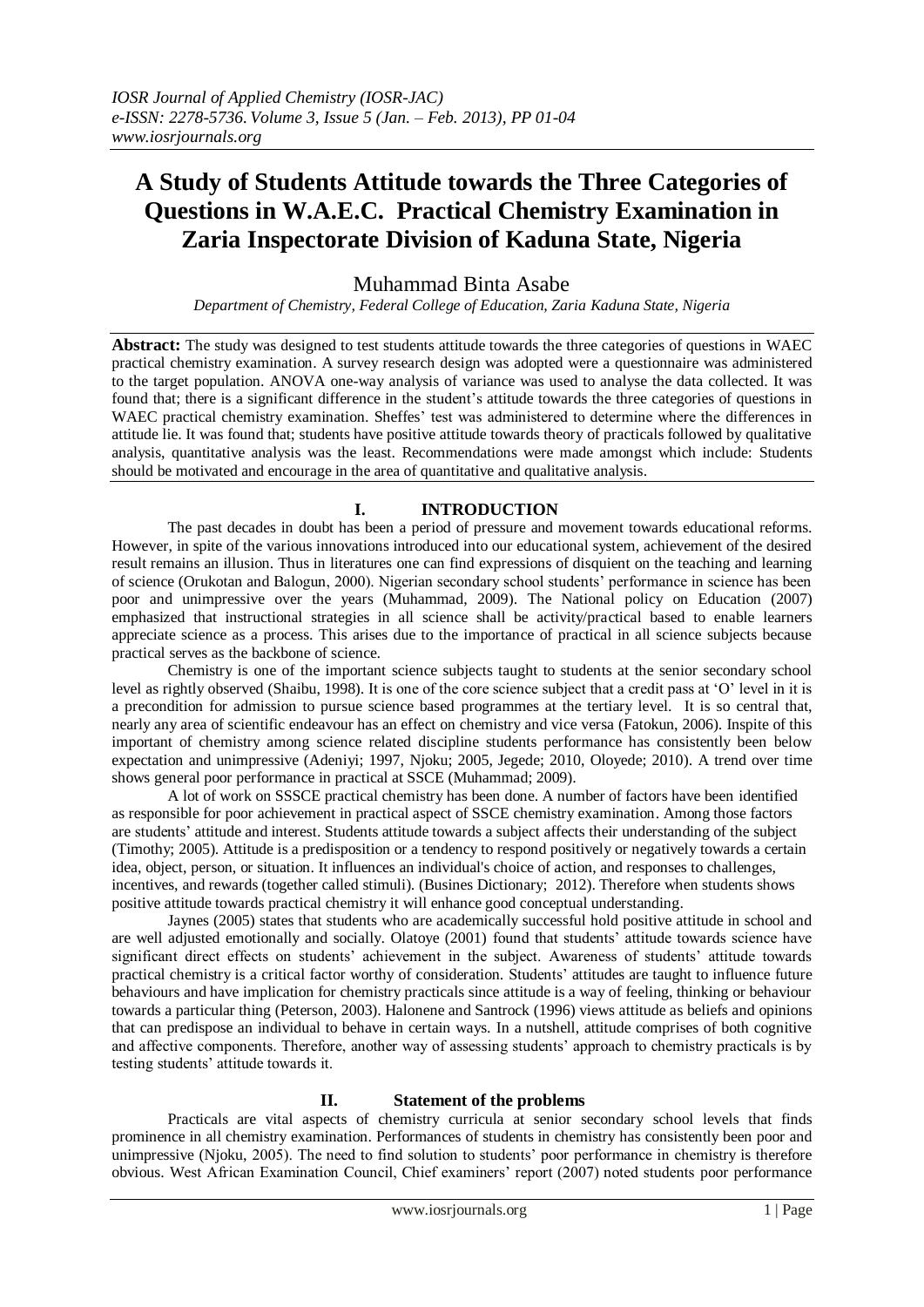# A Study of Students Attitude towards the Three Categories of Questions in W.A.E.C. Practical Chemistry Examination in Zaria Inspectorate Division of Kaduna State, Nigeria

## Muhammad Binta Asabe

*Department of Chemistry, Federal College of Education, Zaria Kaduna State, Nigeria*

**Abstract:** The study was designed to test students attitude towards the three categories of questions in WAEC practical chemistry examination. A survey research design was adopted were a questionnaire was administered to the target population. ANOVA one-way analysis of variance was used to analyse the data collected. It was found that; there is a significant difference in the student's attitude towards the three categories of questions in WAEC practical chemistry examination. Sheffes' test was administered to determine where the differences in attitude lie. It was found that; students have positive attitude towards theory of practicals followed by qualitative analysis, quantitative analysis was the least. Recommendations were made amongst which include: Students should be motivated and encourage in the area of quantitative and qualitative analysis.

## I. INTRODUCTION

The past decades in doubt has been a period of pressure and movement towards educational reforms. However, in spite of the various innovations introduced into our educational system, achievement of the desired result remains an illusion. Thus in literatures one can find expressions of disquiet on the teaching and learning of science (Orukotan and Balogun, 2000). Nigerian secondary school students' performance in science has been poor and unimpressive over the years (Muhammad, 2009). The National policy on Education (2007) emphasized that instructional strategies in all science shall be activity/practical based to enable learners appreciate science as a process. This arises due to the importance of practical in all science subjects because practical serves as the backbone of science.

Chemistry is one of the important science subjects taught to students at the senior secondary school level as rightly observed (Shaibu, 1998). It is one of the core science subject that a credit pass at 'O' level in it is a precondition for admission to pursue science based programmes at the tertiary level. It is so central that, nearly any area of scientific endeavour has an effect on chemistry and vice versa (Fatokun, 2006). Inspite of this important of chemistry among science related discipline students performance has consistently been below expectation and unimpressive (Adeniyi; 1997, Njoku; 2005, Jegede; 2010, Oloyede; 2010). A trend over time shows general poor performance in practical at SSCE (Muhammad; 2009).

A lot of work on SSSCE practical chemistry has been done. A number of factors have been identified as responsible for poor achievement in practical aspect of SSCE chemistry examination. Among those factors are students' attitude and interest. Students attitude towards a subject affects their understanding of the subject (Timothy; 2005). Attitude is a predisposition or a tendency to respond positively or negatively towards a certain idea, object, person, or situation. It influences an individual's choice of action, and responses to challenges, incentives, and rewards (together called stimuli). (Busines Dictionary; 2012). Therefore when students shows positive attitude towards practical chemistry it will enhance good conceptual understanding.

Jaynes (2005) states that students who are academically successful hold positive attitude in school and are well adjusted emotionally and socially. Olatoye (2001) found that students' attitude towards science have significant direct effects on students' achievement in the subject. Awareness of students' attitude towards practical chemistry is a critical factor worthy of consideration. Students' attitudes are taught to influence future behaviours and have implication for chemistry practicals since attitude is a way of feeling, thinking or behaviour towards a particular thing (Peterson, 2003). Halonene and Santrock (1996) views attitude as beliefs and opinions that can predispose an individual to behave in certain ways. In a nutshell, attitude comprises of both cognitive and affective components. Therefore, another way of assessing students' approach to chemistry practicals is by testing students' attitude towards it.

## II. Statement of the problems

Practicals are vital aspects of chemistry curricula at senior secondary school levels that finds prominence in all chemistry examination. Performances of students in chemistry has consistently been poor and unimpressive (Njoku, 2005). The need to find solution to students' poor performance in chemistry is therefore obvious. West African Examination Council, Chief examiners' report (2007) noted students poor performance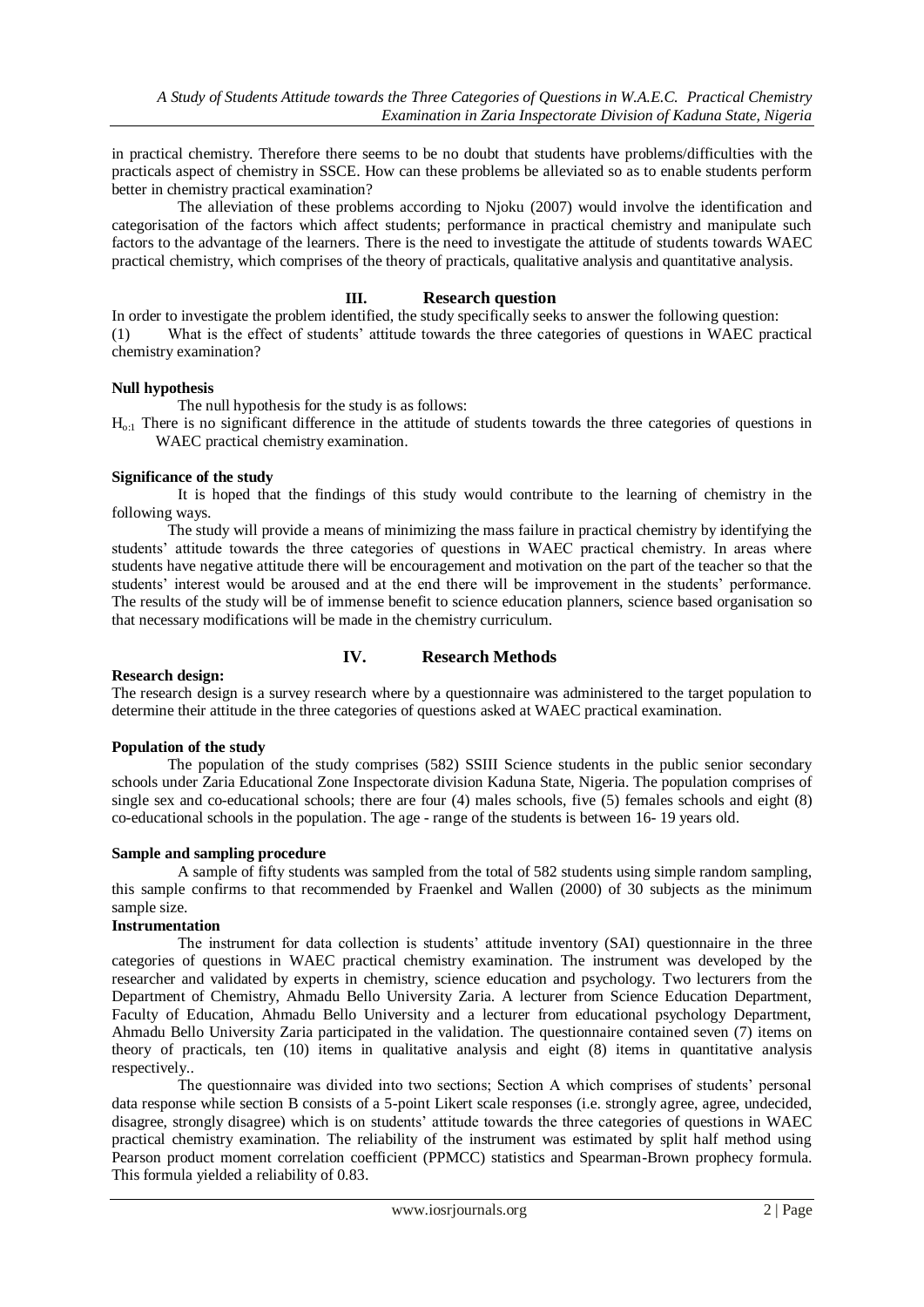in practical chemistry. Therefore there seems to be no doubt that students have problems/difficulties with the practicals aspect of chemistry in SSCE. How can these problems be alleviated so as to enable students perform better in chemistry practical examination?

The alleviation of these problems according to Njoku (2007) would involve the identification and categorisation of the factors which affect students; performance in practical chemistry and manipulate such factors to the advantage of the learners. There is the need to investigate the attitude of students towards WAEC practical chemistry, which comprises of the theory of practicals, qualitative analysis and quantitative analysis.

## III. Research question

In order to investigate the problem identified, the study specifically seeks to answer the following question:

(1) What is the effect of students' attitude towards the three categories of questions in WAEC practical chemistry examination?

**Null hypothesis**

The null hypothesis for the study is as follows:

$H_{o:1}$ There is no significant difference in the attitude of students towards the three categories of questions in WAEC practical chemistry examination.

**Significance of the study**

It is hoped that the findings of this study would contribute to the learning of chemistry in the following ways.

The study will provide a means of minimizing the mass failure in practical chemistry by identifying the students' attitude towards the three categories of questions in WAEC practical chemistry. In areas where students have negative attitude there will be encouragement and motivation on the part of the teacher so that the students' interest would be aroused and at the end there will be improvement in the students' performance. The results of the study will be of immense benefit to science education planners, science based organisation so that necessary modifications will be made in the chemistry curriculum.

## IV. Research Methods

**Research design:**

The research design is a survey research where by a questionnaire was administered to the target population to determine their attitude in the three categories of questions asked at WAEC practical examination.

**Population of the study**

The population of the study comprises (582) SSIII Science students in the public senior secondary schools under Zaria Educational Zone Inspectorate division Kaduna State, Nigeria. The population comprises of single sex and co-educational schools; there are four (4) males schools, five (5) females schools and eight (8) co-educational schools in the population. The age - range of the students is between 16- 19 years old.

**Sample and sampling procedure**

A sample of fifty students was sampled from the total of 582 students using simple random sampling, this sample confirms to that recommended by Fraenkel and Wallen (2000) of 30 subjects as the minimum sample size.

**Instrumentation**

The instrument for data collection is students' attitude inventory (SAI) questionnaire in the three categories of questions in WAEC practical chemistry examination. The instrument was developed by the researcher and validated by experts in chemistry, science education and psychology. Two lecturers from the Department of Chemistry, Ahmadu Bello University Zaria. A lecturer from Science Education Department, Faculty of Education, Ahmadu Bello University and a lecturer from educational psychology Department, Ahmadu Bello University Zaria participated in the validation. The questionnaire contained seven (7) items on theory of practicals, ten (10) items in qualitative analysis and eight (8) items in quantitative analysis respectively..

The questionnaire was divided into two sections; Section A which comprises of students' personal data response while section B consists of a 5-point Likert scale responses (i.e. strongly agree, agree, undecided, disagree, strongly disagree) which is on students' attitude towards the three categories of questions in WAEC practical chemistry examination. The reliability of the instrument was estimated by split half method using Pearson product moment correlation coefficient (PPMCC) statistics and Spearman-Brown prophecy formula. This formula yielded a reliability of 0.83.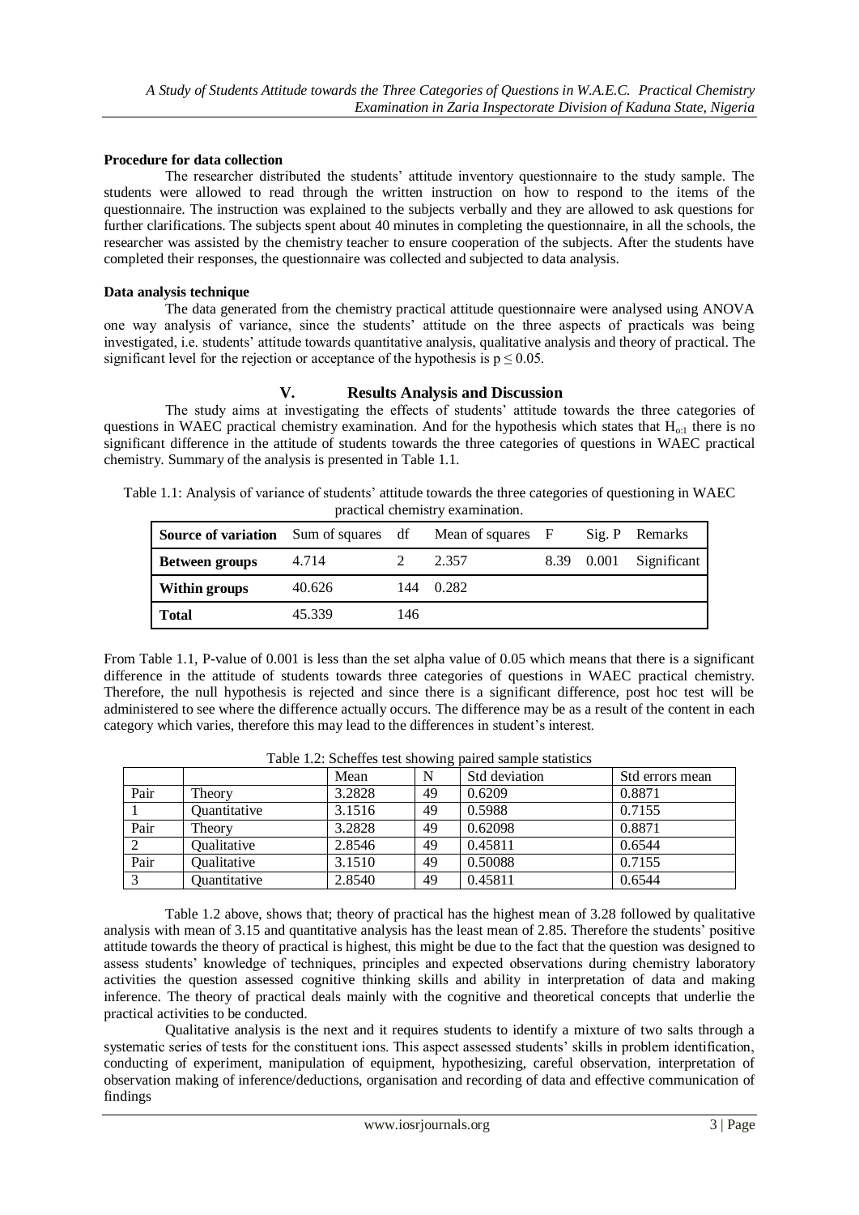**Procedure for data collection**

The researcher distributed the students' attitude inventory questionnaire to the study sample. The students were allowed to read through the written instruction on how to respond to the items of the questionnaire. The instruction was explained to the subjects verbally and they are allowed to ask questions for further clarifications. The subjects spent about 40 minutes in completing the questionnaire, in all the schools, the researcher was assisted by the chemistry teacher to ensure cooperation of the subjects. After the students have completed their responses, the questionnaire was collected and subjected to data analysis.

**Data analysis technique**

The data generated from the chemistry practical attitude questionnaire were analysed using ANOVA one way analysis of variance, since the students' attitude on the three aspects of practicals was being investigated, i.e. students' attitude towards quantitative analysis, qualitative analysis and theory of practical. The significant level for the rejection or acceptance of the hypothesis is $p \leq 0.05$.

## V. Results Analysis and Discussion

The study aims at investigating the effects of students' attitude towards the three categories of questions in WAEC practical chemistry examination. And for the hypothesis which states that $H_{o:1}$ there is no significant difference in the attitude of students towards the three categories of questions in WAEC practical chemistry. Summary of the analysis is presented in Table 1.1.

Table 1.1: Analysis of variance of students' attitude towards the three categories of questioning in WAEC practical chemistry examination.

| Source of variation | Sum of squares | df | Mean of squares | F | Sig. P | Remarks |
|---|---|---|---|---|---|---|
| **Between groups** | 4.714 | 2 | 2.357 | 8.39 | 0.001 | Significant |
| **Within groups** | 40.626 | 144 | 0.282 | | | |
| **Total** | 45.339 | 146 | | | | |

From Table 1.1, P-value of 0.001 is less than the set alpha value of 0.05 which means that there is a significant difference in the attitude of students towards three categories of questions in WAEC practical chemistry. Therefore, the null hypothesis is rejected and since there is a significant difference, post hoc test will be administered to see where the difference actually occurs. The difference may be as a result of the content in each category which varies, therefore this may lead to the differences in student's interest.

Table 1.2: Scheffes test showing paired sample statistics

| | | Mean | N | Std deviation | Std errors mean |
|---|---|---|---|---|---|
| Pair | Theory | 3.2828 | 49 | 0.6209 | 0.8871 |
| 1 | Quantitative | 3.1516 | 49 | 0.5988 | 0.7155 |
| Pair | Theory | 3.2828 | 49 | 0.62098 | 0.8871 |
| 2 | Qualitative | 2.8546 | 49 | 0.45811 | 0.6544 |
| Pair | Qualitative | 3.1510 | 49 | 0.50088 | 0.7155 |
| 3 | Quantitative | 2.8540 | 49 | 0.45811 | 0.6544 |

Table 1.2 above, shows that; theory of practical has the highest mean of 3.28 followed by qualitative analysis with mean of 3.15 and quantitative analysis has the least mean of 2.85. Therefore the students' positive attitude towards the theory of practical is highest, this might be due to the fact that the question was designed to assess students' knowledge of techniques, principles and expected observations during chemistry laboratory activities the question assessed cognitive thinking skills and ability in interpretation of data and making inference. The theory of practical deals mainly with the cognitive and theoretical concepts that underlie the practical activities to be conducted.

Qualitative analysis is the next and it requires students to identify a mixture of two salts through a systematic series of tests for the constituent ions. This aspect assessed students' skills in problem identification, conducting of experiment, manipulation of equipment, hypothesizing, careful observation, interpretation of observation making of inference/deductions, organisation and recording of data and effective communication of findings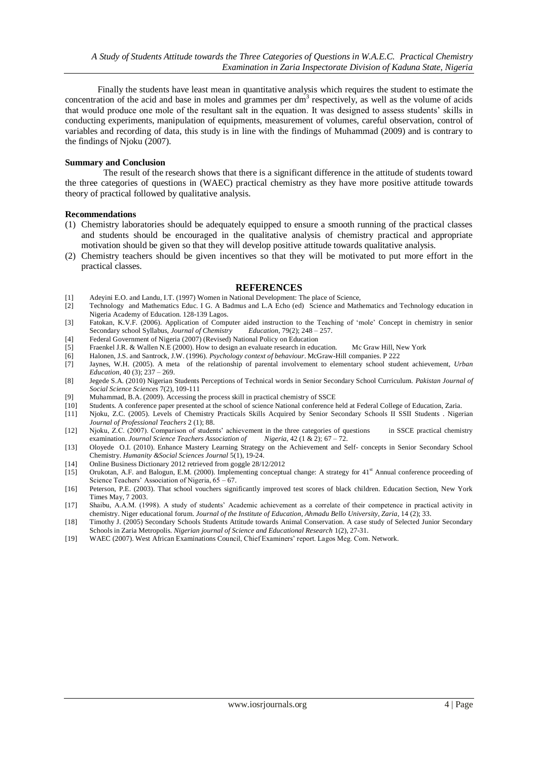Finally the students have least mean in quantitative analysis which requires the student to estimate the concentration of the acid and base in moles and grammes per $dm^3$ respectively, as well as the volume of acids that would produce one mole of the resultant salt in the equation. It was designed to assess students' skills in conducting experiments, manipulation of equipments, measurement of volumes, careful observation, control of variables and recording of data, this study is in line with the findings of Muhammad (2009) and is contrary to the findings of Njoku (2007).

## Summary and Conclusion

The result of the research shows that there is a significant difference in the attitude of students toward the three categories of questions in (WAEC) practical chemistry as they have more positive attitude towards theory of practical followed by qualitative analysis.

## Recommendations

(1) Chemistry laboratories should be adequately equipped to ensure a smooth running of the practical classes and students should be encouraged in the qualitative analysis of chemistry practical and appropriate motivation should be given so that they will develop positive attitude towards qualitative analysis.

(2) Chemistry teachers should be given incentives so that they will be motivated to put more effort in the practical classes.

## REFERENCES

[1] Adeyini E.O. and Landu, I.T. (1997) Women in National Development: The place of Science,

[2] Technology and Mathematics Educ. I G. A Badmus and L.A Echo (ed) Science and Mathematics and Technology education in Nigeria Academy of Education. 128-139 Lagos.

[3] Fatokan, K.V.F. (2006). Application of Computer aided instruction to the Teaching of 'mole' Concept in chemistry in senior Secondary school Syllabus, *Journal of Chemistry Education*, 79(2); 248 – 257.

[4] Federal Government of Nigeria (2007) (Revised) National Policy on Education

[5] Fraenkel J.R. & Wallen N.E (2000). How to design an evaluate research in education. Mc Graw Hill, New York

[6] Halonen, J.S. and Santrock, J.W. (1996). *Psychology context of behaviour*. McGraw-Hill companies. P 222

[7] Jaynes, W.H. (2005). A meta of the relationship of parental involvement to elementary school student achievement, *Urban Education*, 40 (3); 237 – 269.

[8] Jegede S.A. (2010) Nigerian Students Perceptions of Technical words in Senior Secondary School Curriculum. *Pakistan Journal of Social Science Sciences* 7(2), 109-111

[9] Muhammad, B.A. (2009). Accessing the process skill in practical chemistry of SSCE

[10] Students. A conference paper presented at the school of science National conference held at Federal College of Education, Zaria.

[11] Njoku, Z.C. (2005). Levels of Chemistry Practicals Skills Acquired by Senior Secondary Schools II SSII Students . Nigerian *Journal of Professional Teachers* 2 (1); 88.

[12] Njoku, Z.C. (2007). Comparison of students' achievement in the three categories of questions in SSCE practical chemistry examination. *Journal Science Teachers Association of Nigeria*, 42 (1 & 2); 67 – 72.

[13] Oloyede O.I. (2010). Enhance Mastery Learning Strategy on the Achievement and Self- concepts in Senior Secondary School Chemistry. *Humanity &Social Sciences Journal* 5(1), 19-24.

[14] Online Business Dictionary 2012 retrieved from goggle 28/12/2012

[15] Orukotan, A.F. and Balogun, E.M. (2000). Implementing conceptual change: A strategy for 41st Annual conference proceeding of Science Teachers' Association of Nigeria, 65 – 67.

[16] Peterson, P.E. (2003). That school vouchers significantly improved test scores of black children. Education Section, New York Times May, 7 2003.

[17] Shaibu, A.A.M. (1998). A study of students' Academic achievement as a correlate of their competence in practical activity in chemistry. Niger educational forum. *Journal of the Institute of Education, Ahmadu Bello University, Zaria*, 14 (2); 33.

[18] Timothy J. (2005) Secondary Schools Students Attitude towards Animal Conservation. A case study of Selected Junior Secondary Schools in Zaria Metropolis. *Nigerian journal of Science and Educational Research* 1(2), 27-31.

[19] WAEC (2007). West African Examinations Council, Chief Examiners' report. Lagos Meg. Com. Network.